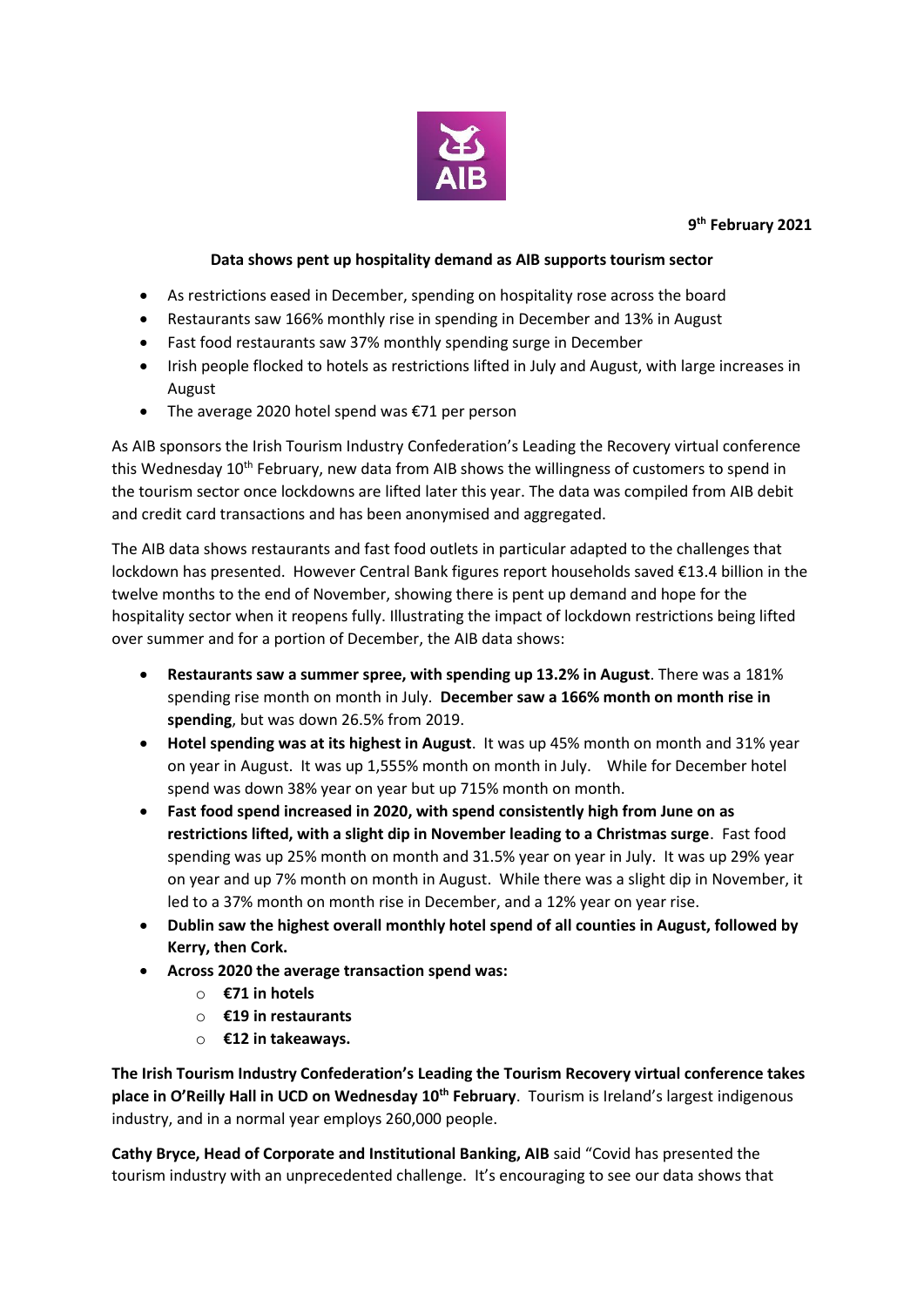**9th February 2021**

**Data shows pent up hospitality demand as AIB supports tourism sector**

- As restrictions eased in December, spending on hospitality rose across the board
- Restaurants saw 166% monthly rise in spending in December and 13% in August
- Fast food restaurants saw 37% monthly spending surge in December
- Irish people flocked to hotels as restrictions lifted in July and August, with large increases in August
- The average 2020 hotel spend was €71 per person

As AIB sponsors the Irish Tourism Industry Confederation's Leading the Recovery virtual conference this Wednesday 10th February, new data from AIB shows the willingness of customers to spend in the tourism sector once lockdowns are lifted later this year. The data was compiled from AIB debit and credit card transactions and has been anonymised and aggregated.

The AIB data shows restaurants and fast food outlets in particular adapted to the challenges that lockdown has presented. However Central Bank figures report households saved €13.4 billion in the twelve months to the end of November, showing there is pent up demand and hope for the hospitality sector when it reopens fully. Illustrating the impact of lockdown restrictions being lifted over summer and for a portion of December, the AIB data shows:

- **Restaurants saw a summer spree, with spending up 13.2% in August**. There was a 181% spending rise month on month in July. **December saw a 166% month on month rise in spending**, but was down 26.5% from 2019.
- **Hotel spending was at its highest in August**. It was up 45% month on month and 31% year on year in August. It was up 1,555% month on month in July. While for December hotel spend was down 38% year on year but up 715% month on month.
- **Fast food spend increased in 2020, with spend consistently high from June on as restrictions lifted, with a slight dip in November leading to a Christmas surge**. Fast food spending was up 25% month on month and 31.5% year on year in July. It was up 29% year on year and up 7% month on month in August. While there was a slight dip in November, it led to a 37% month on month rise in December, and a 12% year on year rise.
- **Dublin saw the highest overall monthly hotel spend of all counties in August, followed by Kerry, then Cork.**
- **Across 2020 the average transaction spend was:**
    - **€71 in hotels**
    - **€19 in restaurants**
    - **€12 in takeaways.**

**The Irish Tourism Industry Confederation's Leading the Tourism Recovery virtual conference takes place in O'Reilly Hall in UCD on Wednesday 10th February**. Tourism is Ireland's largest indigenous industry, and in a normal year employs 260,000 people.

**Cathy Bryce, Head of Corporate and Institutional Banking, AIB** said "Covid has presented the tourism industry with an unprecedented challenge. It's encouraging to see our data shows that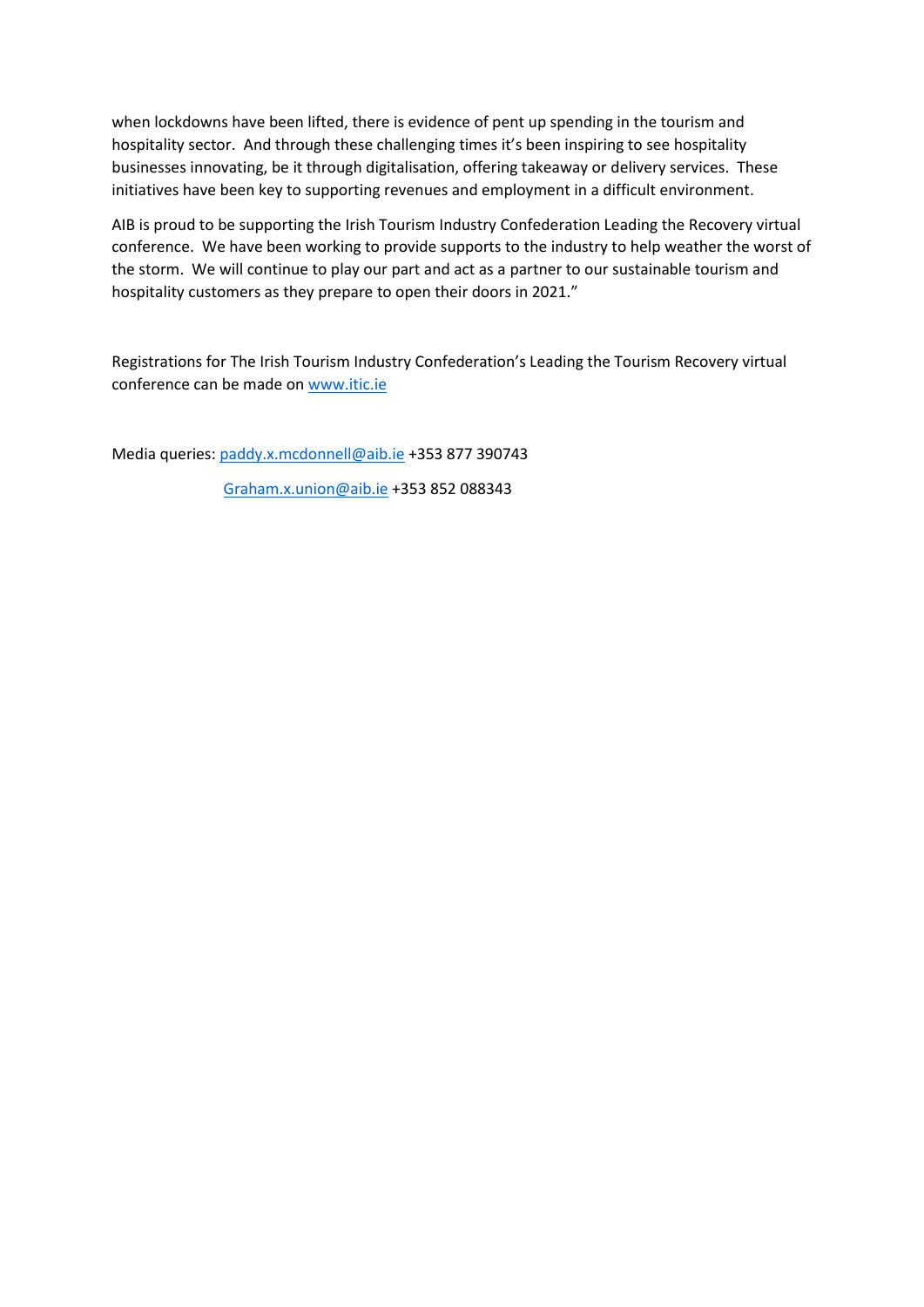when lockdowns have been lifted, there is evidence of pent up spending in the tourism and hospitality sector. And through these challenging times it's been inspiring to see hospitality businesses innovating, be it through digitalisation, offering takeaway or delivery services. These initiatives have been key to supporting revenues and employment in a difficult environment.

AIB is proud to be supporting the Irish Tourism Industry Confederation Leading the Recovery virtual conference. We have been working to provide supports to the industry to help weather the worst of the storm. We will continue to play our part and act as a partner to our sustainable tourism and hospitality customers as they prepare to open their doors in 2021."

Registrations for The Irish Tourism Industry Confederation's Leading the Tourism Recovery virtual conference can be made on www.itic.ie

Media queries: paddy.x.mcdonnell@aib.ie +353 877 390743

Graham.x.union@aib.ie +353 852 088343